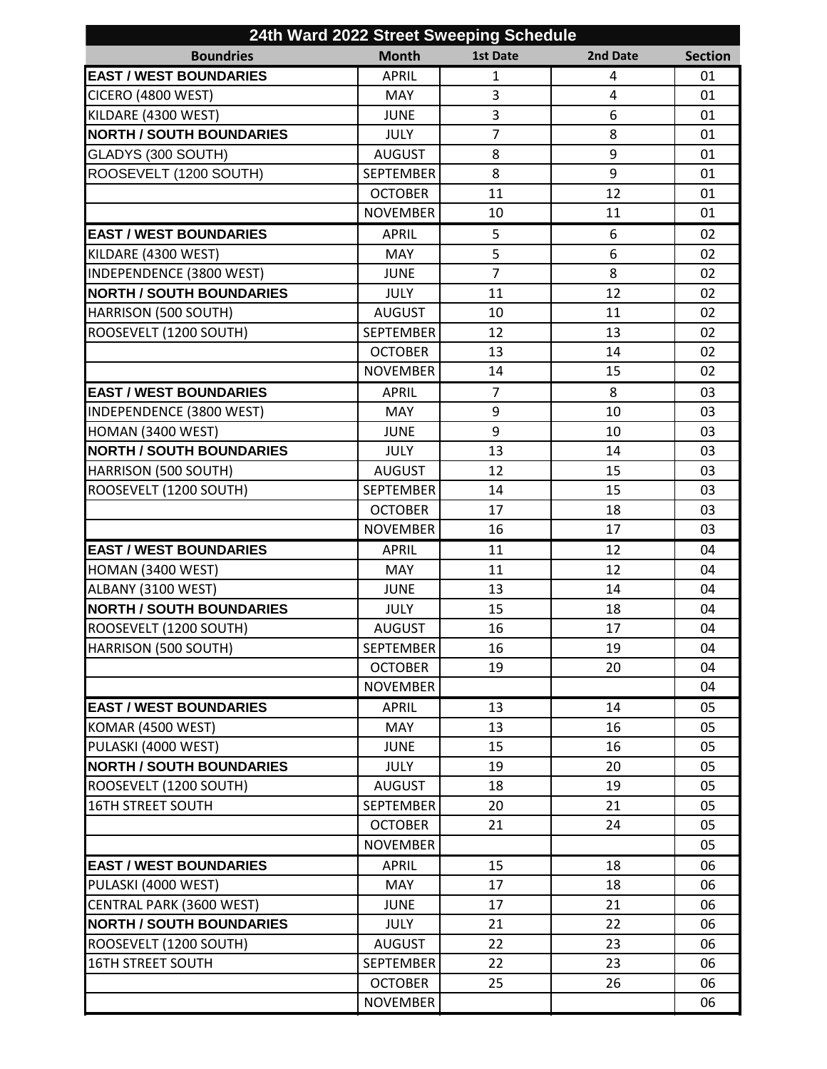# 24th Ward 2022 Street Sweeping Schedule

| Boundries | Month | 1st Date | 2nd Date | Section |
|---|---|---|---|---|
| **EAST / WEST BOUNDARIES** | APRIL | 1 | 4 | 01 |
| CICERO (4800 WEST) | MAY | 3 | 4 | 01 |
| KILDARE (4300 WEST) | JUNE | 3 | 6 | 01 |
| **NORTH / SOUTH BOUNDARIES** | JULY | 7 | 8 | 01 |
| GLADYS (300 SOUTH) | AUGUST | 8 | 9 | 01 |
| ROOSEVELT (1200 SOUTH) | SEPTEMBER | 8 | 9 | 01 |
| | OCTOBER | 11 | 12 | 01 |
| | NOVEMBER | 10 | 11 | 01 |
| **EAST / WEST BOUNDARIES** | APRIL | 5 | 6 | 02 |
| KILDARE (4300 WEST) | MAY | 5 | 6 | 02 |
| INDEPENDENCE (3800 WEST) | JUNE | 7 | 8 | 02 |
| **NORTH / SOUTH BOUNDARIES** | JULY | 11 | 12 | 02 |
| HARRISON (500 SOUTH) | AUGUST | 10 | 11 | 02 |
| ROOSEVELT (1200 SOUTH) | SEPTEMBER | 12 | 13 | 02 |
| | OCTOBER | 13 | 14 | 02 |
| | NOVEMBER | 14 | 15 | 02 |
| **EAST / WEST BOUNDARIES** | APRIL | 7 | 8 | 03 |
| INDEPENDENCE (3800 WEST) | MAY | 9 | 10 | 03 |
| HOMAN (3400 WEST) | JUNE | 9 | 10 | 03 |
| **NORTH / SOUTH BOUNDARIES** | JULY | 13 | 14 | 03 |
| HARRISON (500 SOUTH) | AUGUST | 12 | 15 | 03 |
| ROOSEVELT (1200 SOUTH) | SEPTEMBER | 14 | 15 | 03 |
| | OCTOBER | 17 | 18 | 03 |
| | NOVEMBER | 16 | 17 | 03 |
| **EAST / WEST BOUNDARIES** | APRIL | 11 | 12 | 04 |
| HOMAN (3400 WEST) | MAY | 11 | 12 | 04 |
| ALBANY (3100 WEST) | JUNE | 13 | 14 | 04 |
| **NORTH / SOUTH BOUNDARIES** | JULY | 15 | 18 | 04 |
| ROOSEVELT (1200 SOUTH) | AUGUST | 16 | 17 | 04 |
| HARRISON (500 SOUTH) | SEPTEMBER | 16 | 19 | 04 |
| | OCTOBER | 19 | 20 | 04 |
| | NOVEMBER | | | 04 |
| **EAST / WEST BOUNDARIES** | APRIL | 13 | 14 | 05 |
| KOMAR (4500 WEST) | MAY | 13 | 16 | 05 |
| PULASKI (4000 WEST) | JUNE | 15 | 16 | 05 |
| **NORTH / SOUTH BOUNDARIES** | JULY | 19 | 20 | 05 |
| ROOSEVELT (1200 SOUTH) | AUGUST | 18 | 19 | 05 |
| 16TH STREET SOUTH | SEPTEMBER | 20 | 21 | 05 |
| | OCTOBER | 21 | 24 | 05 |
| | NOVEMBER | | | 05 |
| **EAST / WEST BOUNDARIES** | APRIL | 15 | 18 | 06 |
| PULASKI (4000 WEST) | MAY | 17 | 18 | 06 |
| CENTRAL PARK (3600 WEST) | JUNE | 17 | 21 | 06 |
| **NORTH / SOUTH BOUNDARIES** | JULY | 21 | 22 | 06 |
| ROOSEVELT (1200 SOUTH) | AUGUST | 22 | 23 | 06 |
| 16TH STREET SOUTH | SEPTEMBER | 22 | 23 | 06 |
| | OCTOBER | 25 | 26 | 06 |
| | NOVEMBER | | | 06 |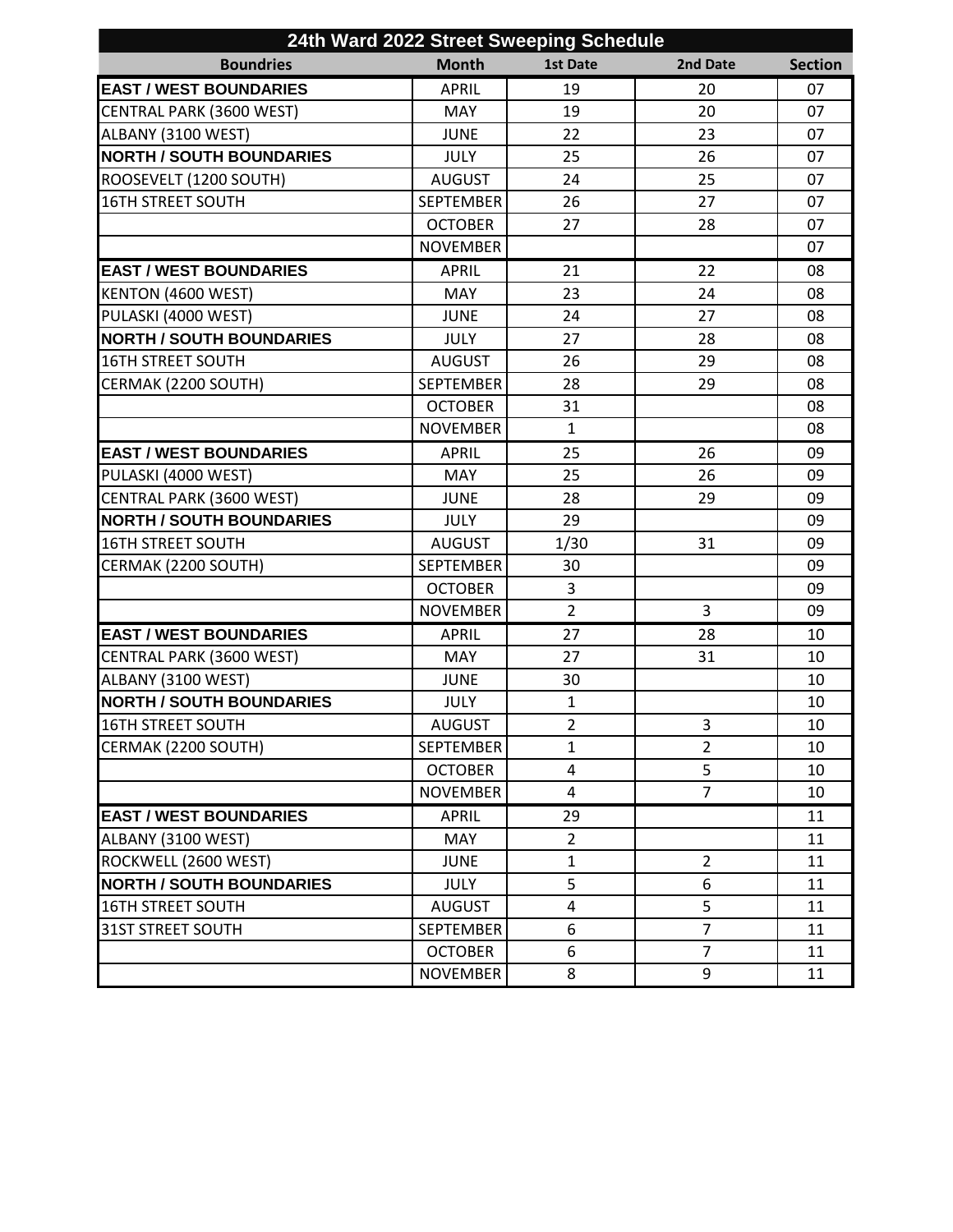| 24th Ward 2022 Street Sweeping Schedule | | | | |
|---|---|---|---|---|
| **Boundries** | **Month** | **1st Date** | **2nd Date** | **Section** |
| **EAST / WEST BOUNDARIES** | APRIL | 19 | 20 | 07 |
| CENTRAL PARK (3600 WEST) | MAY | 19 | 20 | 07 |
| ALBANY (3100 WEST) | JUNE | 22 | 23 | 07 |
| **NORTH / SOUTH BOUNDARIES** | JULY | 25 | 26 | 07 |
| ROOSEVELT (1200 SOUTH) | AUGUST | 24 | 25 | 07 |
| 16TH STREET SOUTH | SEPTEMBER | 26 | 27 | 07 |
| | OCTOBER | 27 | 28 | 07 |
| | NOVEMBER | | | 07 |
| **EAST / WEST BOUNDARIES** | APRIL | 21 | 22 | 08 |
| KENTON (4600 WEST) | MAY | 23 | 24 | 08 |
| PULASKI (4000 WEST) | JUNE | 24 | 27 | 08 |
| **NORTH / SOUTH BOUNDARIES** | JULY | 27 | 28 | 08 |
| 16TH STREET SOUTH | AUGUST | 26 | 29 | 08 |
| CERMAK (2200 SOUTH) | SEPTEMBER | 28 | 29 | 08 |
| | OCTOBER | 31 | | 08 |
| | NOVEMBER | 1 | | 08 |
| **EAST / WEST BOUNDARIES** | APRIL | 25 | 26 | 09 |
| PULASKI (4000 WEST) | MAY | 25 | 26 | 09 |
| CENTRAL PARK (3600 WEST) | JUNE | 28 | 29 | 09 |
| **NORTH / SOUTH BOUNDARIES** | JULY | 29 | | 09 |
| 16TH STREET SOUTH | AUGUST | 1/30 | 31 | 09 |
| CERMAK (2200 SOUTH) | SEPTEMBER | 30 | | 09 |
| | OCTOBER | 3 | | 09 |
| | NOVEMBER | 2 | 3 | 09 |
| **EAST / WEST BOUNDARIES** | APRIL | 27 | 28 | 10 |
| CENTRAL PARK (3600 WEST) | MAY | 27 | 31 | 10 |
| ALBANY (3100 WEST) | JUNE | 30 | | 10 |
| **NORTH / SOUTH BOUNDARIES** | JULY | 1 | | 10 |
| 16TH STREET SOUTH | AUGUST | 2 | 3 | 10 |
| CERMAK (2200 SOUTH) | SEPTEMBER | 1 | 2 | 10 |
| | OCTOBER | 4 | 5 | 10 |
| | NOVEMBER | 4 | 7 | 10 |
| **EAST / WEST BOUNDARIES** | APRIL | 29 | | 11 |
| ALBANY (3100 WEST) | MAY | 2 | | 11 |
| ROCKWELL (2600 WEST) | JUNE | 1 | 2 | 11 |
| **NORTH / SOUTH BOUNDARIES** | JULY | 5 | 6 | 11 |
| 16TH STREET SOUTH | AUGUST | 4 | 5 | 11 |
| 31ST STREET SOUTH | SEPTEMBER | 6 | 7 | 11 |
| | OCTOBER | 6 | 7 | 11 |
| | NOVEMBER | 8 | 9 | 11 |